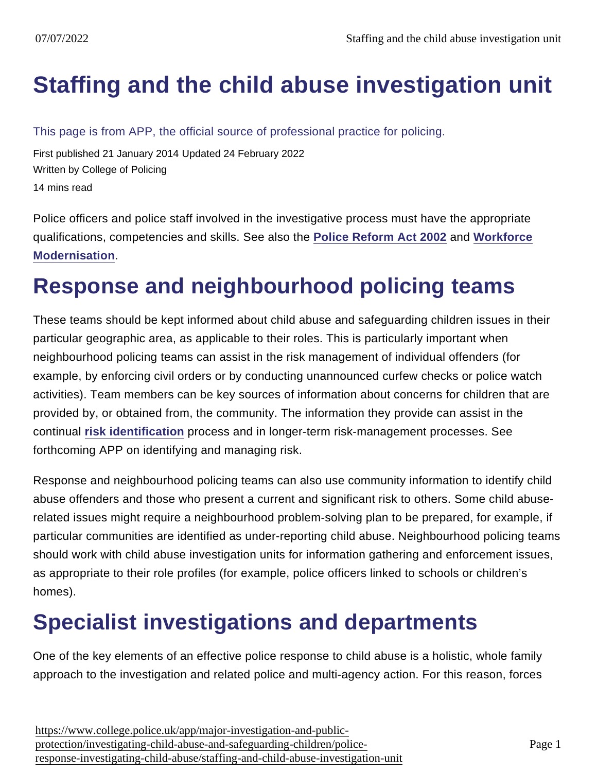# Staffing and the child abuse investigation unit

This page is from APP, the official source of professional practice for policing.

First published 21 January 2014 Updated 24 February 2022

Written by College of Policing

14 mins read

Police officers and police staff involved in the investigative process must have the appropriate qualifications, competencies and skills. See also the **Police Reform Act 2002** and **Workforce Modernisation**.

## Response and neighbourhood policing teams

These teams should be kept informed about child abuse and safeguarding children issues in their particular geographic area, as applicable to their roles. This is particularly important when neighbourhood policing teams can assist in the risk management of individual offenders (for example, by enforcing civil orders or by conducting unannounced curfew checks or police watch activities). Team members can be key sources of information about concerns for children that are provided by, or obtained from, the community. The information they provide can assist in the continual **risk identification** process and in longer-term risk-management processes. See forthcoming APP on identifying and managing risk.

Response and neighbourhood policing teams can also use community information to identify child abuse offenders and those who present a current and significant risk to others. Some child abuse-related issues might require a neighbourhood problem-solving plan to be prepared, for example, if particular communities are identified as under-reporting child abuse. Neighbourhood policing teams should work with child abuse investigation units for information gathering and enforcement issues, as appropriate to their role profiles (for example, police officers linked to schools or children's homes).

## Specialist investigations and departments

One of the key elements of an effective police response to child abuse is a holistic, whole family approach to the investigation and related police and multi-agency action. For this reason, forces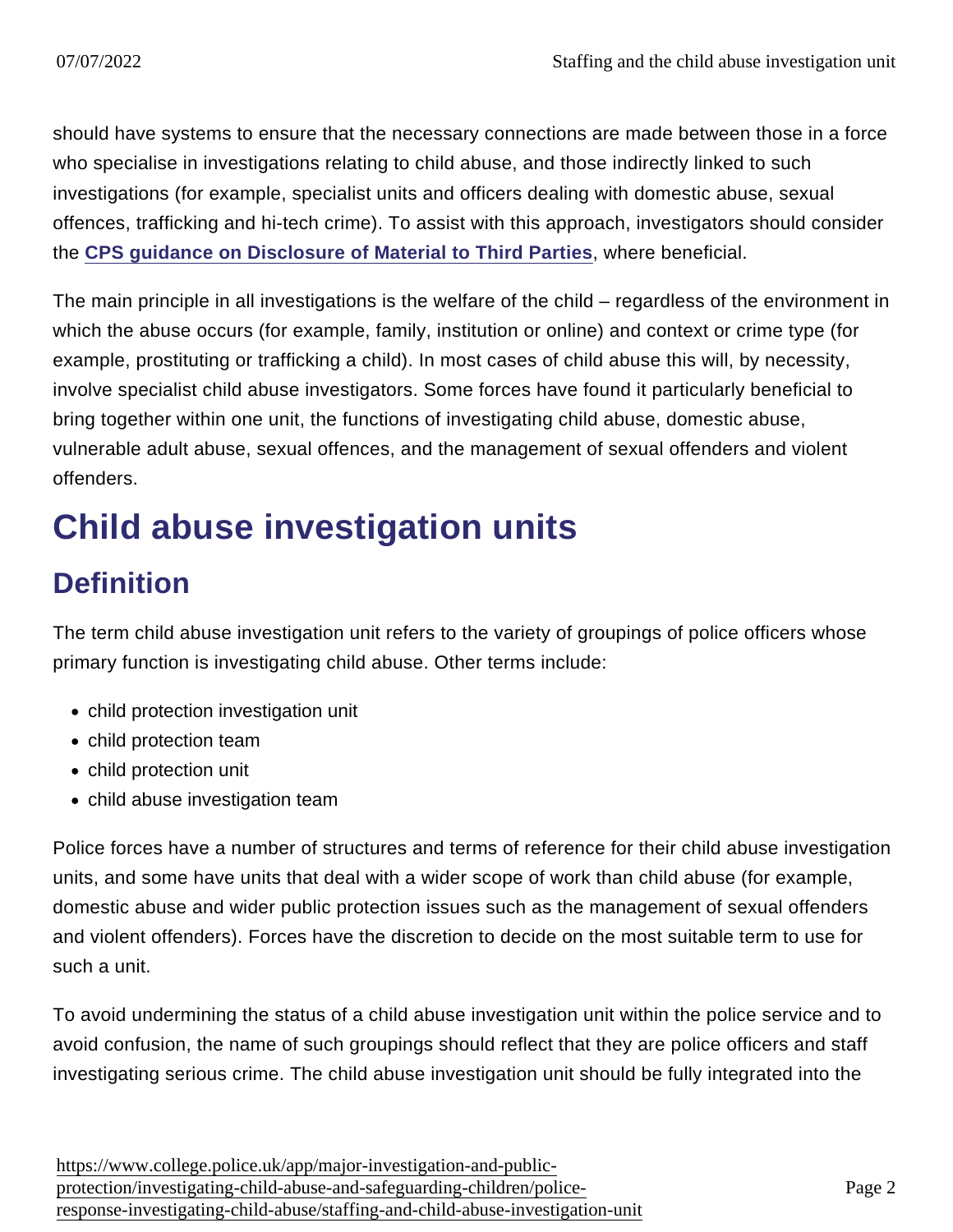should have systems to ensure that the necessary connections are made between those in a force who specialise in investigations relating to child abuse, and those indirectly linked to such investigations (for example, specialist units and officers dealing with domestic abuse, sexual offences, trafficking and hi-tech crime). To assist with this approach, investigators should consider the CPS guidance on Disclosure of Material to Third Parties, where beneficial.

The main principle in all investigations is the welfare of the child – regardless of the environment in which the abuse occurs (for example, family, institution or online) and context or crime type (for example, prostituting or trafficking a child). In most cases of child abuse this will, by necessity, involve specialist child abuse investigators. Some forces have found it particularly beneficial to bring together within one unit, the functions of investigating child abuse, domestic abuse, vulnerable adult abuse, sexual offences, and the management of sexual offenders and violent offenders.

# Child abuse investigation units

## Definition

The term child abuse investigation unit refers to the variety of groupings of police officers whose primary function is investigating child abuse. Other terms include:

- child protection investigation unit
- child protection team
- child protection unit
- child abuse investigation team

Police forces have a number of structures and terms of reference for their child abuse investigation units, and some have units that deal with a wider scope of work than child abuse (for example, domestic abuse and wider public protection issues such as the management of sexual offenders and violent offenders). Forces have the discretion to decide on the most suitable term to use for such a unit.

To avoid undermining the status of a child abuse investigation unit within the police service and to avoid confusion, the name of such groupings should reflect that they are police officers and staff investigating serious crime. The child abuse investigation unit should be fully integrated into the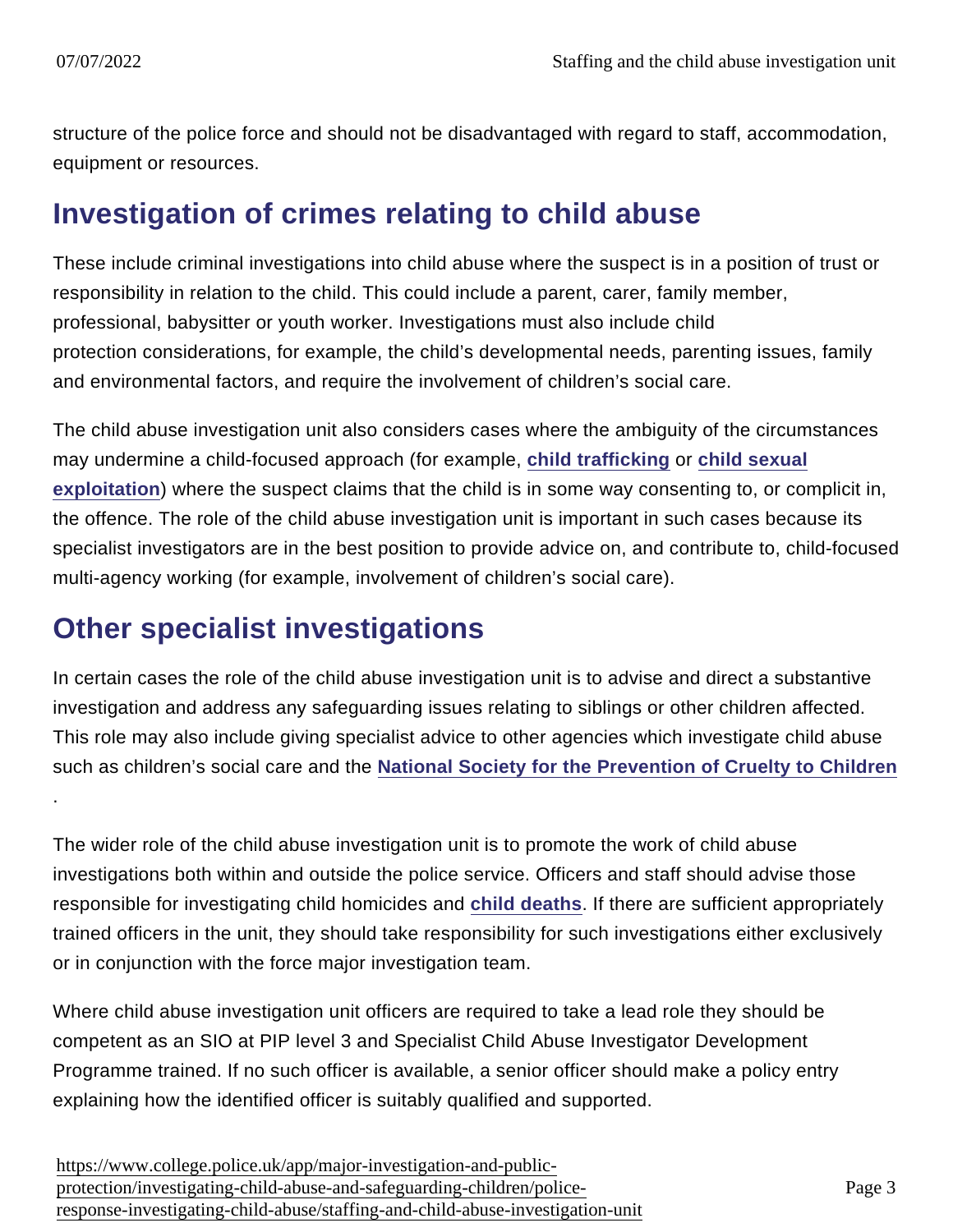structure of the police force and should not be disadvantaged with regard to staff, accommodation, equipment or resources.

## Investigation of crimes relating to child abuse

These include criminal investigations into child abuse where the suspect is in a position of trust or responsibility in relation to the child. This could include a parent, carer, family member, professional, babysitter or youth worker. Investigations must also include child protection considerations, for example, the child's developmental needs, parenting issues, family and environmental factors, and require the involvement of children's social care.

The child abuse investigation unit also considers cases where the ambiguity of the circumstances may undermine a child-focused approach (for example, child trafficking or child sexual exploitation) where the suspect claims that the child is in some way consenting to, or complicit in, the offence. The role of the child abuse investigation unit is important in such cases because its specialist investigators are in the best position to provide advice on, and contribute to, child-focused multi-agency working (for example, involvement of children's social care).

## Other specialist investigations

In certain cases the role of the child abuse investigation unit is to advise and direct a substantive investigation and address any safeguarding issues relating to siblings or other children affected. This role may also include giving specialist advice to other agencies which investigate child abuse such as children's social care and the National Society for the Prevention of Cruelty to Children .

The wider role of the child abuse investigation unit is to promote the work of child abuse investigations both within and outside the police service. Officers and staff should advise those responsible for investigating child homicides and child deaths. If there are sufficient appropriately trained officers in the unit, they should take responsibility for such investigations either exclusively or in conjunction with the force major investigation team.

Where child abuse investigation unit officers are required to take a lead role they should be competent as an SIO at PIP level 3 and Specialist Child Abuse Investigator Development Programme trained. If no such officer is available, a senior officer should make a policy entry explaining how the identified officer is suitably qualified and supported.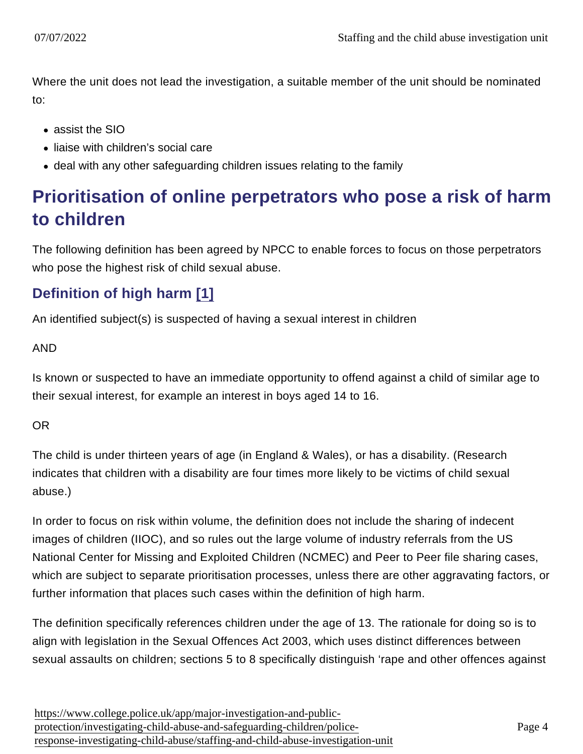Where the unit does not lead the investigation, a suitable member of the unit should be nominated to:

- assist the SIO
- liaise with children's social care
- deal with any other safeguarding children issues relating to the family

## Prioritisation of online perpetrators who pose a risk of harm to children

The following definition has been agreed by NPCC to enable forces to focus on those perpetrators who pose the highest risk of child sexual abuse.

### Definition of high harm [1]

An identified subject(s) is suspected of having a sexual interest in children

AND

Is known or suspected to have an immediate opportunity to offend against a child of similar age to their sexual interest, for example an interest in boys aged 14 to 16.

OR

The child is under thirteen years of age (in England & Wales), or has a disability. (Research indicates that children with a disability are four times more likely to be victims of child sexual abuse.)

In order to focus on risk within volume, the definition does not include the sharing of indecent images of children (IIOC), and so rules out the large volume of industry referrals from the US National Center for Missing and Exploited Children (NCMEC) and Peer to Peer file sharing cases, which are subject to separate prioritisation processes, unless there are other aggravating factors, or further information that places such cases within the definition of high harm.

The definition specifically references children under the age of 13. The rationale for doing so is to align with legislation in the Sexual Offences Act 2003, which uses distinct differences between sexual assaults on children; sections 5 to 8 specifically distinguish 'rape and other offences against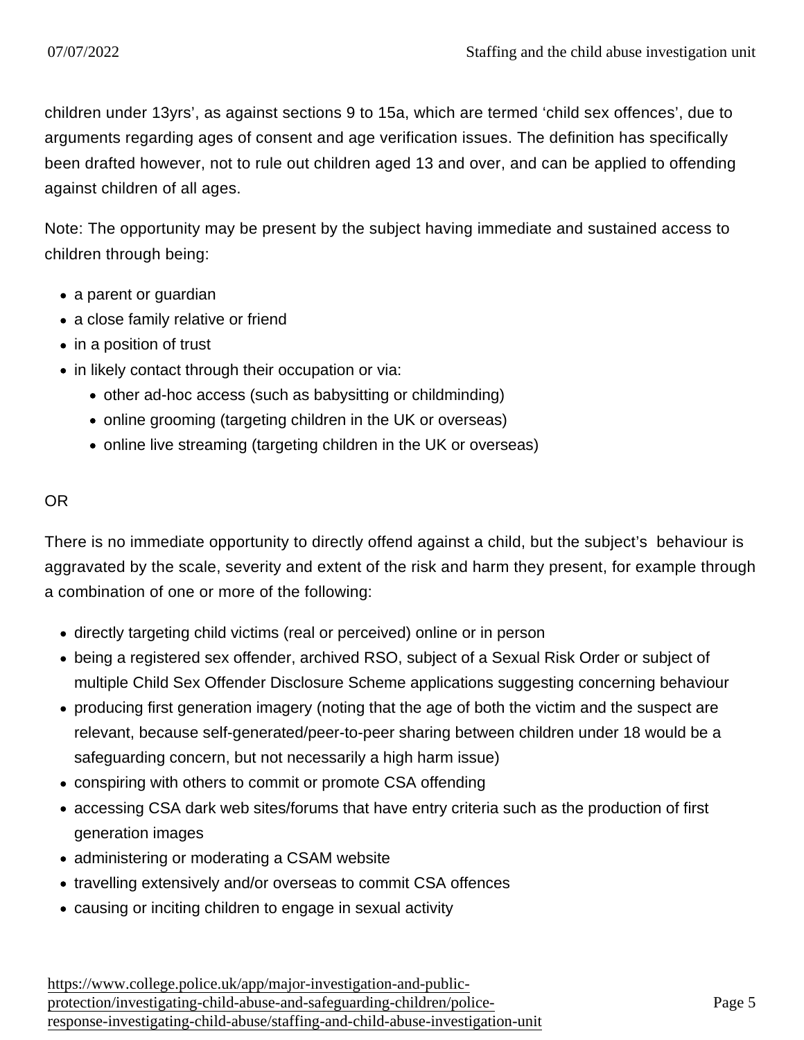children under 13yrs', as against sections 9 to 15a, which are termed 'child sex offences', due to arguments regarding ages of consent and age verification issues. The definition has specifically been drafted however, not to rule out children aged 13 and over, and can be applied to offending against children of all ages.

Note: The opportunity may be present by the subject having immediate and sustained access to children through being:

- a parent or guardian
- a close family relative or friend
- in a position of trust
- in likely contact through their occupation or via:
  - other ad-hoc access (such as babysitting or childminding)
  - online grooming (targeting children in the UK or overseas)
  - online live streaming (targeting children in the UK or overseas)

OR

There is no immediate opportunity to directly offend against a child, but the subject's behaviour is aggravated by the scale, severity and extent of the risk and harm they present, for example through a combination of one or more of the following:

- directly targeting child victims (real or perceived) online or in person
- being a registered sex offender, archived RSO, subject of a Sexual Risk Order or subject of multiple Child Sex Offender Disclosure Scheme applications suggesting concerning behaviour
- producing first generation imagery (noting that the age of both the victim and the suspect are relevant, because self-generated/peer-to-peer sharing between children under 18 would be a safeguarding concern, but not necessarily a high harm issue)
- conspiring with others to commit or promote CSA offending
- accessing CSA dark web sites/forums that have entry criteria such as the production of first generation images
- administering or moderating a CSAM website
- travelling extensively and/or overseas to commit CSA offences
- causing or inciting children to engage in sexual activity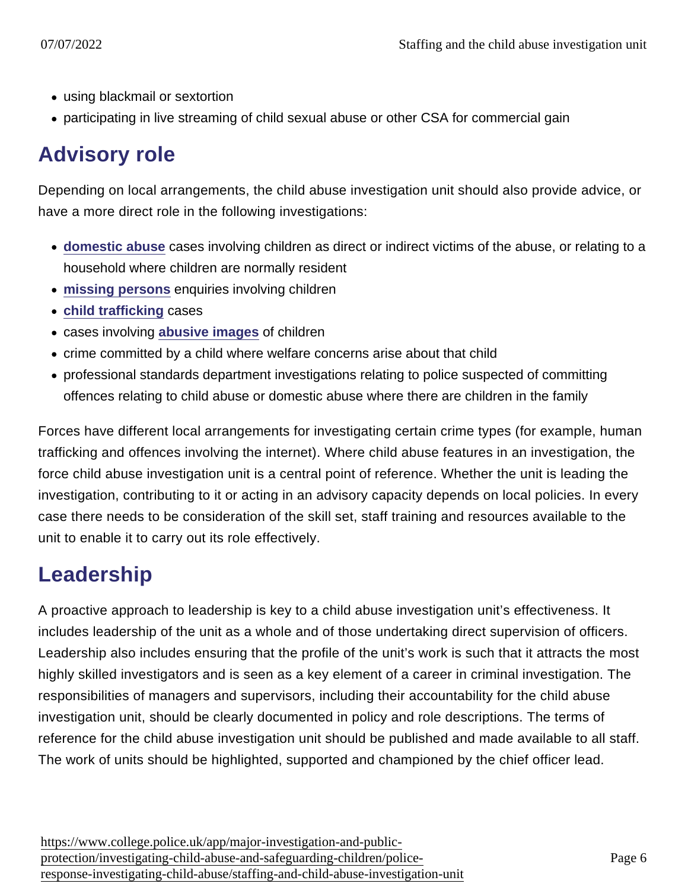- using blackmail or sextortion
- participating in live streaming of child sexual abuse or other CSA for commercial gain

## Advisory role

Depending on local arrangements, the child abuse investigation unit should also provide advice, or have a more direct role in the following investigations:

- **domestic abuse** cases involving children as direct or indirect victims of the abuse, or relating to a household where children are normally resident
- **missing persons** enquiries involving children
- **child trafficking** cases
- cases involving **abusive images** of children
- crime committed by a child where welfare concerns arise about that child
- professional standards department investigations relating to police suspected of committing offences relating to child abuse or domestic abuse where there are children in the family

Forces have different local arrangements for investigating certain crime types (for example, human trafficking and offences involving the internet). Where child abuse features in an investigation, the force child abuse investigation unit is a central point of reference. Whether the unit is leading the investigation, contributing to it or acting in an advisory capacity depends on local policies. In every case there needs to be consideration of the skill set, staff training and resources available to the unit to enable it to carry out its role effectively.

## Leadership

A proactive approach to leadership is key to a child abuse investigation unit's effectiveness. It includes leadership of the unit as a whole and of those undertaking direct supervision of officers. Leadership also includes ensuring that the profile of the unit's work is such that it attracts the most highly skilled investigators and is seen as a key element of a career in criminal investigation. The responsibilities of managers and supervisors, including their accountability for the child abuse investigation unit, should be clearly documented in policy and role descriptions. The terms of reference for the child abuse investigation unit should be published and made available to all staff. The work of units should be highlighted, supported and championed by the chief officer lead.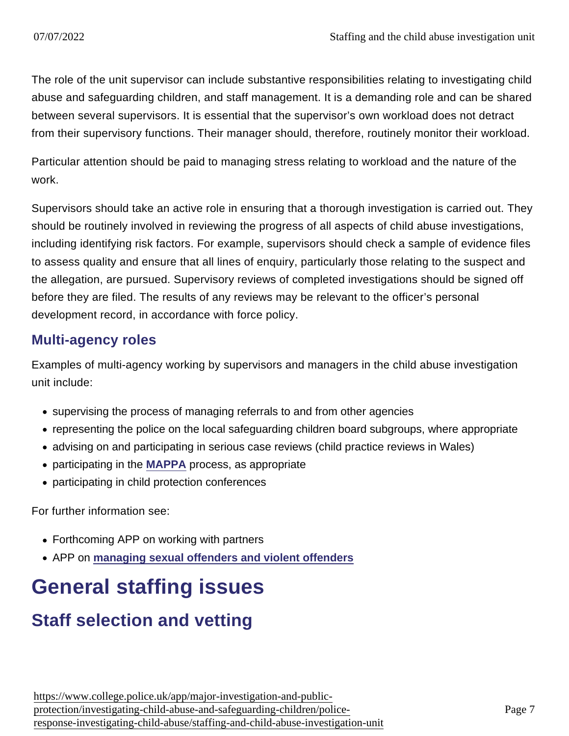The role of the unit supervisor can include substantive responsibilities relating to investigating child abuse and safeguarding children, and staff management. It is a demanding role and can be shared between several supervisors. It is essential that the supervisor's own workload does not detract from their supervisory functions. Their manager should, therefore, routinely monitor their workload.

Particular attention should be paid to managing stress relating to workload and the nature of the work.

Supervisors should take an active role in ensuring that a thorough investigation is carried out. They should be routinely involved in reviewing the progress of all aspects of child abuse investigations, including identifying risk factors. For example, supervisors should check a sample of evidence files to assess quality and ensure that all lines of enquiry, particularly those relating to the suspect and the allegation, are pursued. Supervisory reviews of completed investigations should be signed off before they are filed. The results of any reviews may be relevant to the officer's personal development record, in accordance with force policy.

### Multi-agency roles

Examples of multi-agency working by supervisors and managers in the child abuse investigation unit include:

- supervising the process of managing referrals to and from other agencies
- representing the police on the local safeguarding children board subgroups, where appropriate
- advising on and participating in serious case reviews (child practice reviews in Wales)
- participating in the **MAPPA** process, as appropriate
- participating in child protection conferences

For further information see:

- Forthcoming APP on working with partners
- APP on **managing sexual offenders and violent offenders**

# General staffing issues

## Staff selection and vetting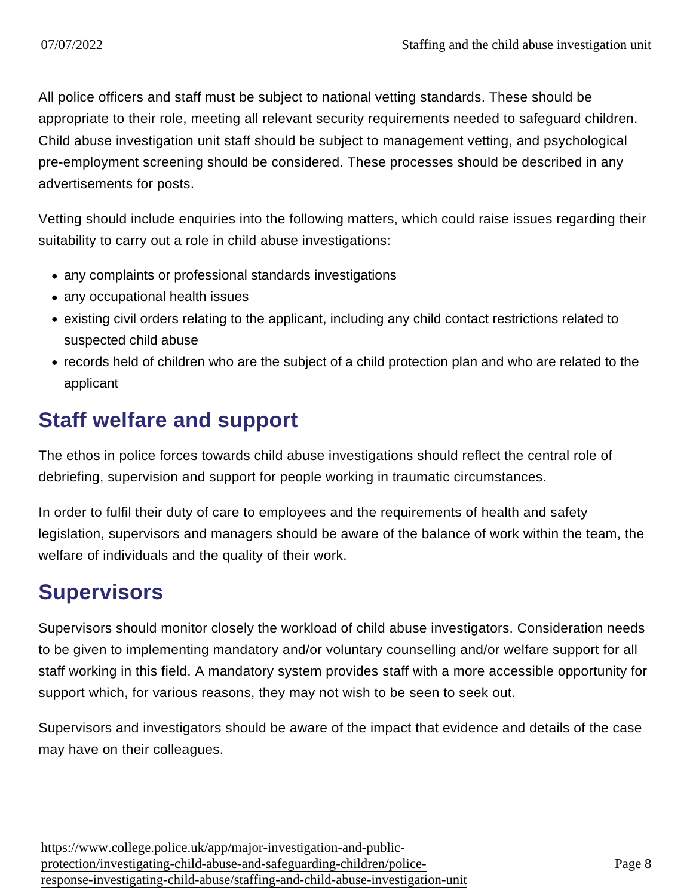All police officers and staff must be subject to national vetting standards. These should be appropriate to their role, meeting all relevant security requirements needed to safeguard children. Child abuse investigation unit staff should be subject to management vetting, and psychological pre-employment screening should be considered. These processes should be described in any advertisements for posts.

Vetting should include enquiries into the following matters, which could raise issues regarding their suitability to carry out a role in child abuse investigations:

- any complaints or professional standards investigations
- any occupational health issues
- existing civil orders relating to the applicant, including any child contact restrictions related to suspected child abuse
- records held of children who are the subject of a child protection plan and who are related to the applicant

## Staff welfare and support

The ethos in police forces towards child abuse investigations should reflect the central role of debriefing, supervision and support for people working in traumatic circumstances.

In order to fulfil their duty of care to employees and the requirements of health and safety legislation, supervisors and managers should be aware of the balance of work within the team, the welfare of individuals and the quality of their work.

## Supervisors

Supervisors should monitor closely the workload of child abuse investigators. Consideration needs to be given to implementing mandatory and/or voluntary counselling and/or welfare support for all staff working in this field. A mandatory system provides staff with a more accessible opportunity for support which, for various reasons, they may not wish to be seen to seek out.

Supervisors and investigators should be aware of the impact that evidence and details of the case may have on their colleagues.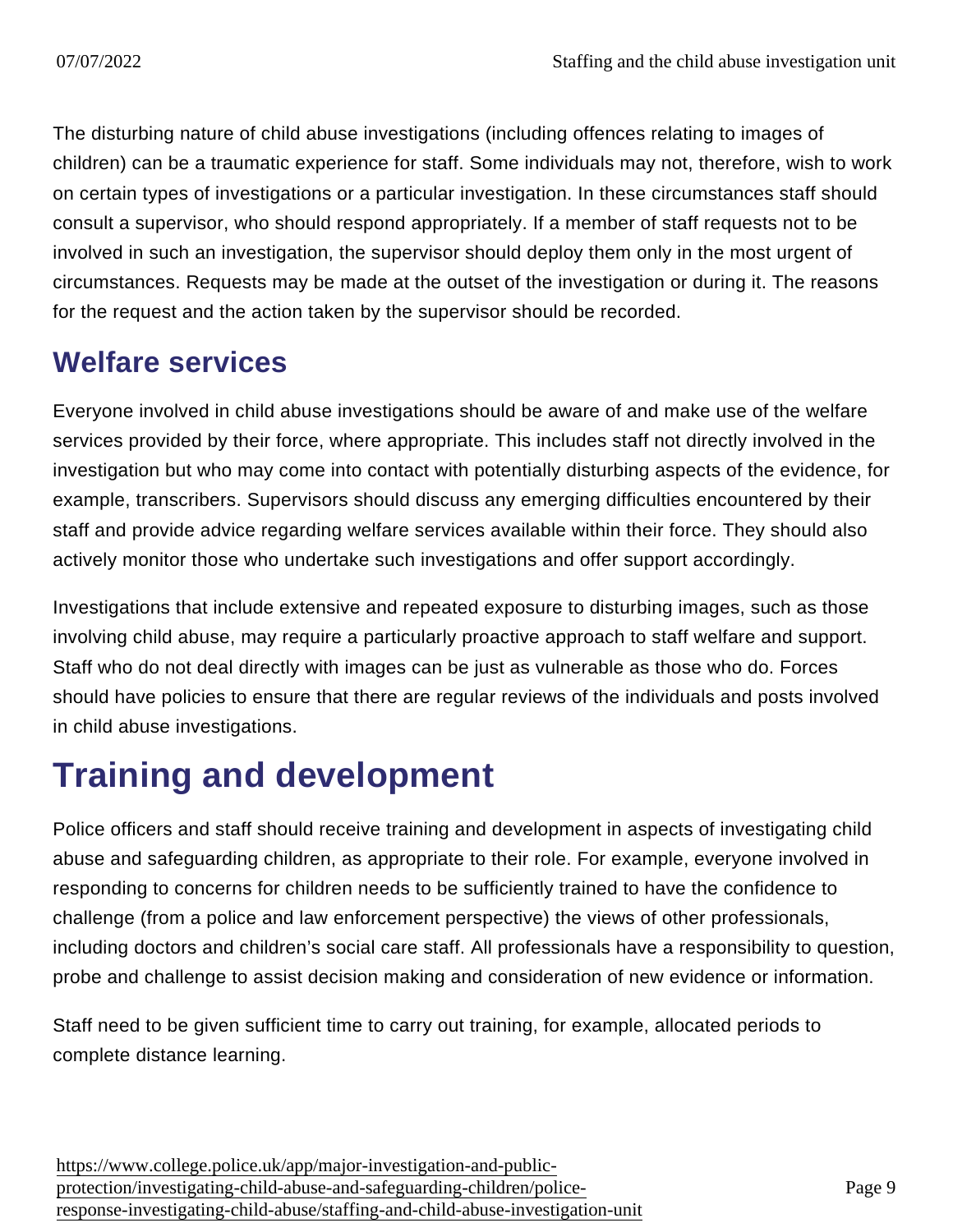The disturbing nature of child abuse investigations (including offences relating to images of children) can be a traumatic experience for staff. Some individuals may not, therefore, wish to work on certain types of investigations or a particular investigation. In these circumstances staff should consult a supervisor, who should respond appropriately. If a member of staff requests not to be involved in such an investigation, the supervisor should deploy them only in the most urgent of circumstances. Requests may be made at the outset of the investigation or during it. The reasons for the request and the action taken by the supervisor should be recorded.

## Welfare services

Everyone involved in child abuse investigations should be aware of and make use of the welfare services provided by their force, where appropriate. This includes staff not directly involved in the investigation but who may come into contact with potentially disturbing aspects of the evidence, for example, transcribers. Supervisors should discuss any emerging difficulties encountered by their staff and provide advice regarding welfare services available within their force. They should also actively monitor those who undertake such investigations and offer support accordingly.

Investigations that include extensive and repeated exposure to disturbing images, such as those involving child abuse, may require a particularly proactive approach to staff welfare and support. Staff who do not deal directly with images can be just as vulnerable as those who do. Forces should have policies to ensure that there are regular reviews of the individuals and posts involved in child abuse investigations.

# Training and development

Police officers and staff should receive training and development in aspects of investigating child abuse and safeguarding children, as appropriate to their role. For example, everyone involved in responding to concerns for children needs to be sufficiently trained to have the confidence to challenge (from a police and law enforcement perspective) the views of other professionals, including doctors and children's social care staff. All professionals have a responsibility to question, probe and challenge to assist decision making and consideration of new evidence or information.

Staff need to be given sufficient time to carry out training, for example, allocated periods to complete distance learning.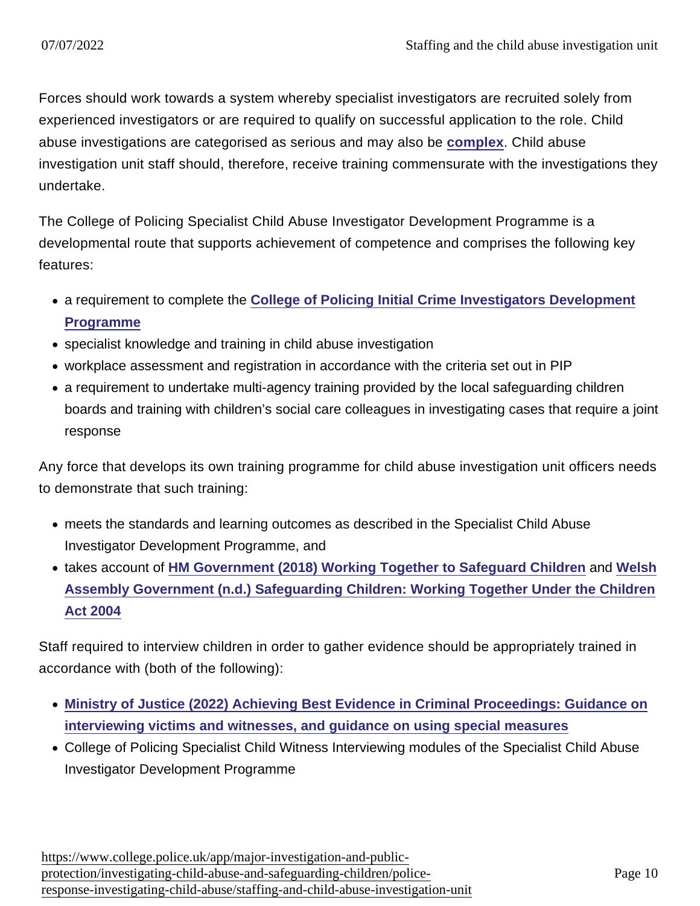Forces should work towards a system whereby specialist investigators are recruited solely from experienced investigators or are required to qualify on successful application to the role. Child abuse investigations are categorised as serious and may also be **complex**. Child abuse investigation unit staff should, therefore, receive training commensurate with the investigations they undertake.

The College of Policing Specialist Child Abuse Investigator Development Programme is a developmental route that supports achievement of competence and comprises the following key features:

- a requirement to complete the **College of Policing Initial Crime Investigators Development Programme**
- specialist knowledge and training in child abuse investigation
- workplace assessment and registration in accordance with the criteria set out in PIP
- a requirement to undertake multi-agency training provided by the local safeguarding children boards and training with children's social care colleagues in investigating cases that require a joint response

Any force that develops its own training programme for child abuse investigation unit officers needs to demonstrate that such training:

- meets the standards and learning outcomes as described in the Specialist Child Abuse Investigator Development Programme, and
- takes account of **HM Government (2018) Working Together to Safeguard Children** and **Welsh Assembly Government (n.d.) Safeguarding Children: Working Together Under the Children Act 2004**

Staff required to interview children in order to gather evidence should be appropriately trained in accordance with (both of the following):

- **Ministry of Justice (2022) Achieving Best Evidence in Criminal Proceedings: Guidance on interviewing victims and witnesses, and guidance on using special measures**
- College of Policing Specialist Child Witness Interviewing modules of the Specialist Child Abuse Investigator Development Programme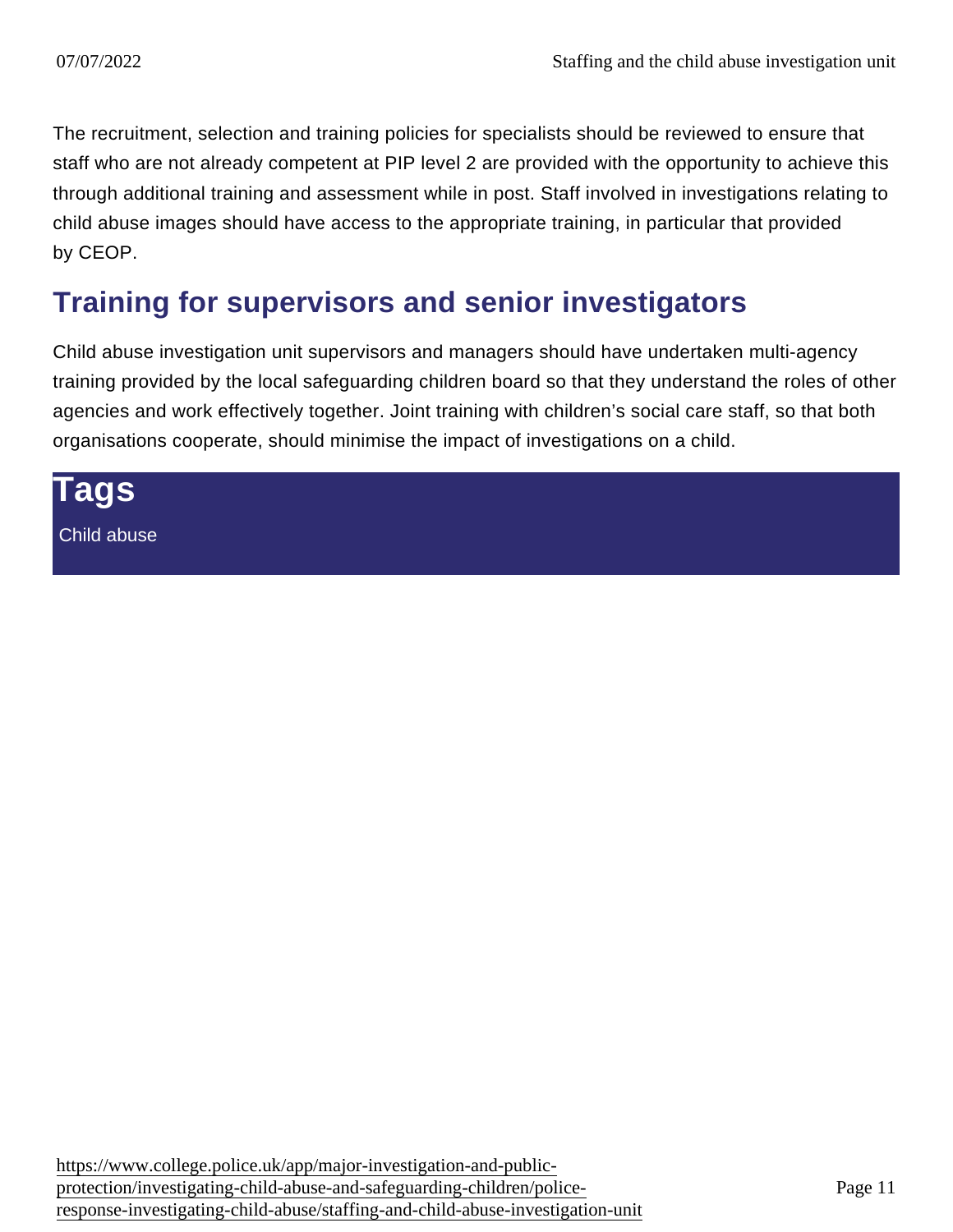The recruitment, selection and training policies for specialists should be reviewed to ensure that staff who are not already competent at PIP level 2 are provided with the opportunity to achieve this through additional training and assessment while in post. Staff involved in investigations relating to child abuse images should have access to the appropriate training, in particular that provided by CEOP.

## Training for supervisors and senior investigators

Child abuse investigation unit supervisors and managers should have undertaken multi-agency training provided by the local safeguarding children board so that they understand the roles of other agencies and work effectively together. Joint training with children's social care staff, so that both organisations cooperate, should minimise the impact of investigations on a child.

## Tags

Child abuse